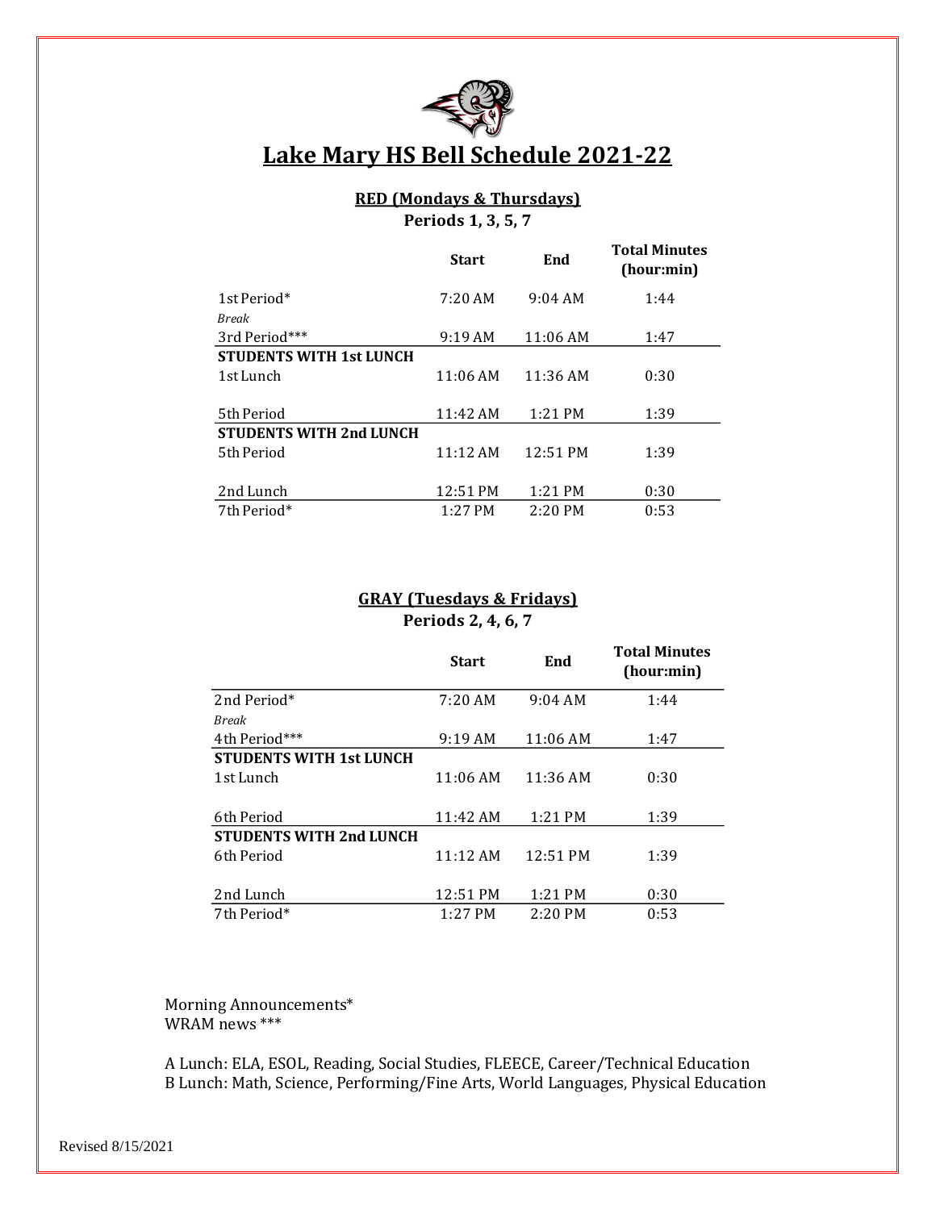# Lake Mary HS Bell Schedule 2021-22

## RED (Mondays & Thursdays)

**Periods 1, 3, 5, 7**

| | Start | End | Total Minutes (hour:min) |
|---|---|---|---|
| 1st Period* | 7:20 AM | 9:04 AM | 1:44 |
| *Break* | | | |
| 3rd Period*** | 9:19 AM | 11:06 AM | 1:47 |
| **STUDENTS WITH 1st LUNCH** | | | |
| 1st Lunch | 11:06 AM | 11:36 AM | 0:30 |
| 5th Period | 11:42 AM | 1:21 PM | 1:39 |
| **STUDENTS WITH 2nd LUNCH** | | | |
| 5th Period | 11:12 AM | 12:51 PM | 1:39 |
| 2nd Lunch | 12:51 PM | 1:21 PM | 0:30 |
| 7th Period* | 1:27 PM | 2:20 PM | 0:53 |

## GRAY (Tuesdays & Fridays)

**Periods 2, 4, 6, 7**

| | Start | End | Total Minutes (hour:min) |
|---|---|---|---|
| 2nd Period* | 7:20 AM | 9:04 AM | 1:44 |
| *Break* | | | |
| 4th Period*** | 9:19 AM | 11:06 AM | 1:47 |
| **STUDENTS WITH 1st LUNCH** | | | |
| 1st Lunch | 11:06 AM | 11:36 AM | 0:30 |
| 6th Period | 11:42 AM | 1:21 PM | 1:39 |
| **STUDENTS WITH 2nd LUNCH** | | | |
| 6th Period | 11:12 AM | 12:51 PM | 1:39 |
| 2nd Lunch | 12:51 PM | 1:21 PM | 0:30 |
| 7th Period* | 1:27 PM | 2:20 PM | 0:53 |

Morning Announcements*
WRAM news ***

A Lunch: ELA, ESOL, Reading, Social Studies, FLEECE, Career/Technical Education
B Lunch: Math, Science, Performing/Fine Arts, World Languages, Physical Education

Revised 8/15/2021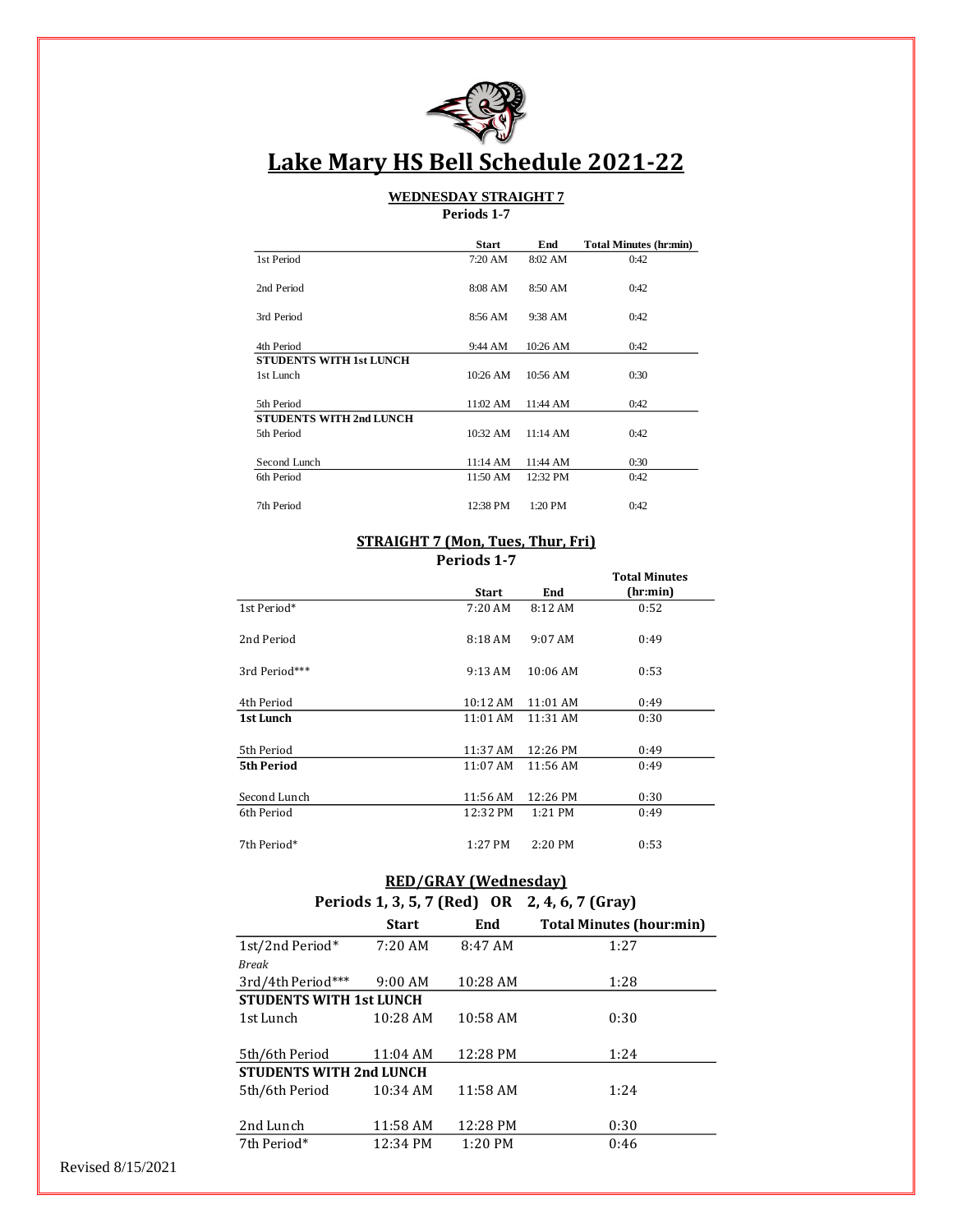# Lake Mary HS Bell Schedule 2021-22

## WEDNESDAY STRAIGHT 7

**Periods 1-7**

| | Start | End | Total Minutes (hr:min) |
|---|---|---|---|
| 1st Period | 7:20 AM | 8:02 AM | 0:42 |
| 2nd Period | 8:08 AM | 8:50 AM | 0:42 |
| 3rd Period | 8:56 AM | 9:38 AM | 0:42 |
| 4th Period | 9:44 AM | 10:26 AM | 0:42 |
| **STUDENTS WITH 1st LUNCH** | | | |
| 1st Lunch | 10:26 AM | 10:56 AM | 0:30 |
| 5th Period | 11:02 AM | 11:44 AM | 0:42 |
| **STUDENTS WITH 2nd LUNCH** | | | |
| 5th Period | 10:32 AM | 11:14 AM | 0:42 |
| Second Lunch | 11:14 AM | 11:44 AM | 0:30 |
| 6th Period | 11:50 AM | 12:32 PM | 0:42 |
| 7th Period | 12:38 PM | 1:20 PM | 0:42 |

## STRAIGHT 7 (Mon, Tues, Thur, Fri)

**Periods 1-7**

| | Start | End | Total Minutes (hr:min) |
|---|---|---|---|
| 1st Period* | 7:20 AM | 8:12 AM | 0:52 |
| 2nd Period | 8:18 AM | 9:07 AM | 0:49 |
| 3rd Period*** | 9:13 AM | 10:06 AM | 0:53 |
| 4th Period | 10:12 AM | 11:01 AM | 0:49 |
| **1st Lunch** | 11:01 AM | 11:31 AM | 0:30 |
| 5th Period | 11:37 AM | 12:26 PM | 0:49 |
| **5th Period** | 11:07 AM | 11:56 AM | 0:49 |
| Second Lunch | 11:56 AM | 12:26 PM | 0:30 |
| 6th Period | 12:32 PM | 1:21 PM | 0:49 |
| 7th Period* | 1:27 PM | 2:20 PM | 0:53 |

## RED/GRAY (Wednesday)

**Periods 1, 3, 5, 7 (Red) OR 2, 4, 6, 7 (Gray)**

| | Start | End | Total Minutes (hour:min) |
|---|---|---|---|
| 1st/2nd Period* | 7:20 AM | 8:47 AM | 1:27 |
| *Break* | | | |
| 3rd/4th Period*** | 9:00 AM | 10:28 AM | 1:28 |
| **STUDENTS WITH 1st LUNCH** | | | |
| 1st Lunch | 10:28 AM | 10:58 AM | 0:30 |
| 5th/6th Period | 11:04 AM | 12:28 PM | 1:24 |
| **STUDENTS WITH 2nd LUNCH** | | | |
| 5th/6th Period | 10:34 AM | 11:58 AM | 1:24 |
| 2nd Lunch | 11:58 AM | 12:28 PM | 0:30 |
| 7th Period* | 12:34 PM | 1:20 PM | 0:46 |

Revised 8/15/2021